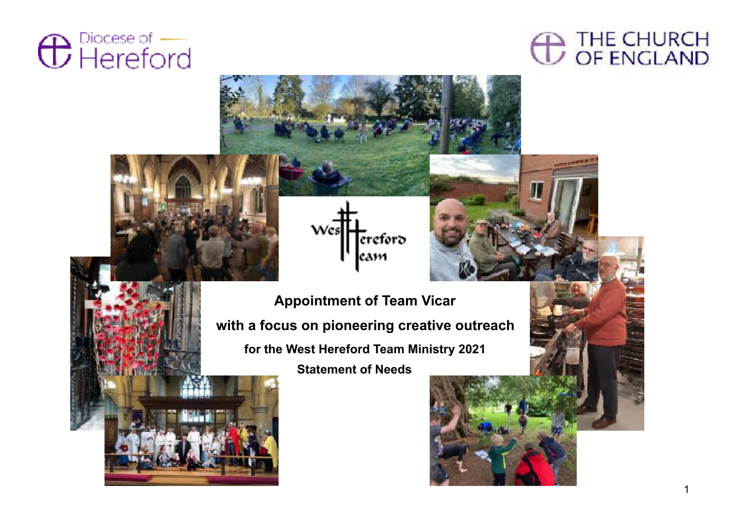Diocese of Hereford

THE CHURCH OF ENGLAND

West Hereford Team

# Appointment of Team Vicar

## with a focus on pioneering creative outreach

### for the West Hereford Team Ministry 2021

### Statement of Needs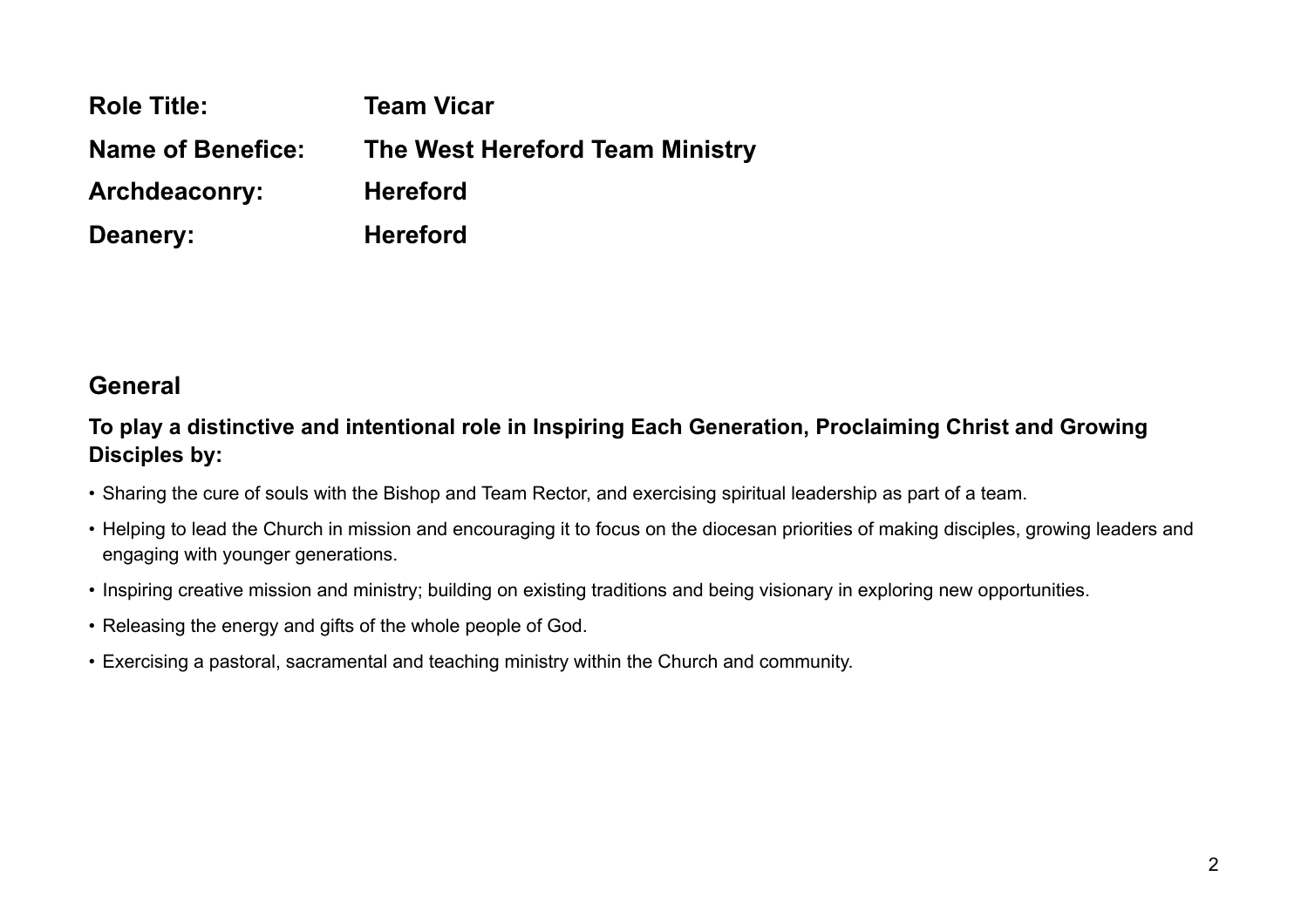| | |
|---|---|
| **Role Title:** | **Team Vicar** |
| **Name of Benefice:** | **The West Hereford Team Ministry** |
| **Archdeaconry:** | **Hereford** |
| **Deanery:** | **Hereford** |

## General

**To play a distinctive and intentional role in Inspiring Each Generation, Proclaiming Christ and Growing Disciples by:**

- Sharing the cure of souls with the Bishop and Team Rector, and exercising spiritual leadership as part of a team.
- Helping to lead the Church in mission and encouraging it to focus on the diocesan priorities of making disciples, growing leaders and engaging with younger generations.
- Inspiring creative mission and ministry; building on existing traditions and being visionary in exploring new opportunities.
- Releasing the energy and gifts of the whole people of God.
- Exercising a pastoral, sacramental and teaching ministry within the Church and community.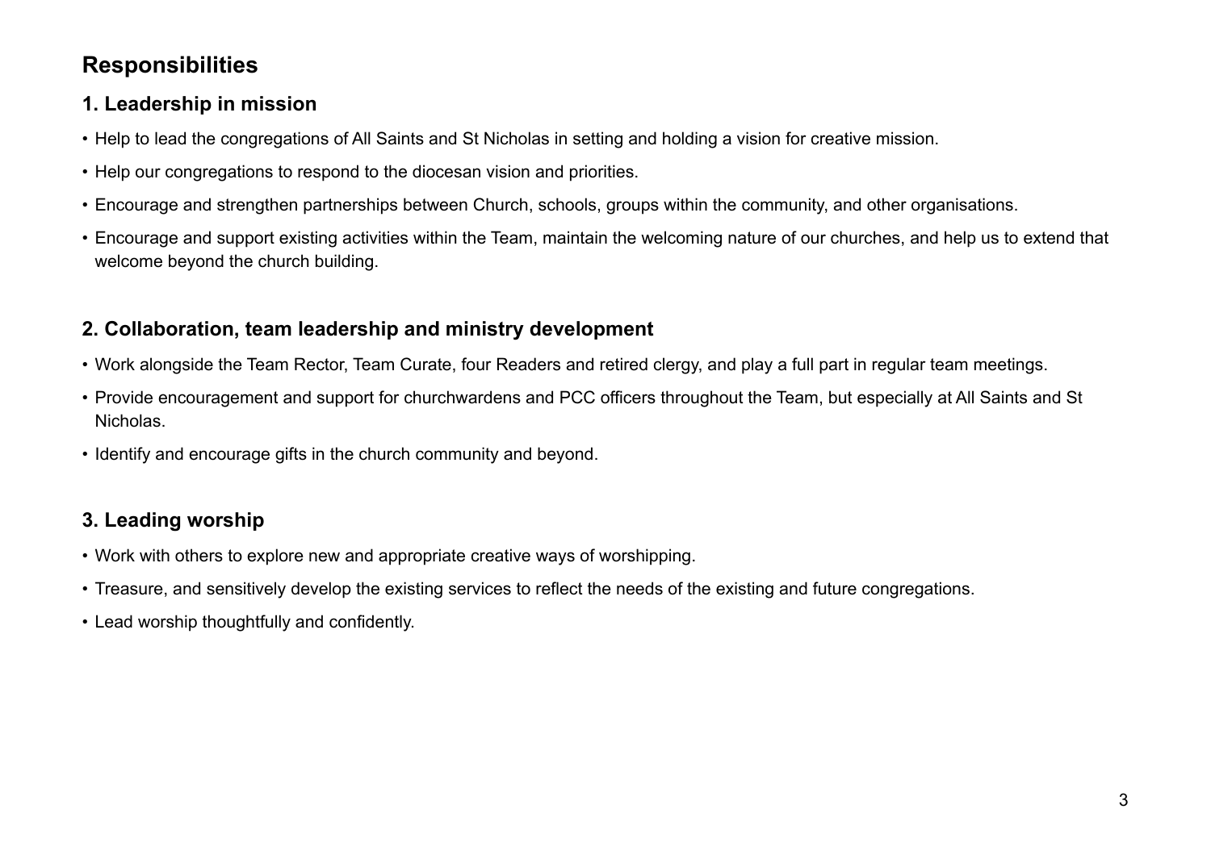## Responsibilities

### 1. Leadership in mission

- Help to lead the congregations of All Saints and St Nicholas in setting and holding a vision for creative mission.
- Help our congregations to respond to the diocesan vision and priorities.
- Encourage and strengthen partnerships between Church, schools, groups within the community, and other organisations.
- Encourage and support existing activities within the Team, maintain the welcoming nature of our churches, and help us to extend that welcome beyond the church building.

### 2. Collaboration, team leadership and ministry development

- Work alongside the Team Rector, Team Curate, four Readers and retired clergy, and play a full part in regular team meetings.
- Provide encouragement and support for churchwardens and PCC officers throughout the Team, but especially at All Saints and St Nicholas.
- Identify and encourage gifts in the church community and beyond.

### 3. Leading worship

- Work with others to explore new and appropriate creative ways of worshipping.
- Treasure, and sensitively develop the existing services to reflect the needs of the existing and future congregations.
- Lead worship thoughtfully and confidently.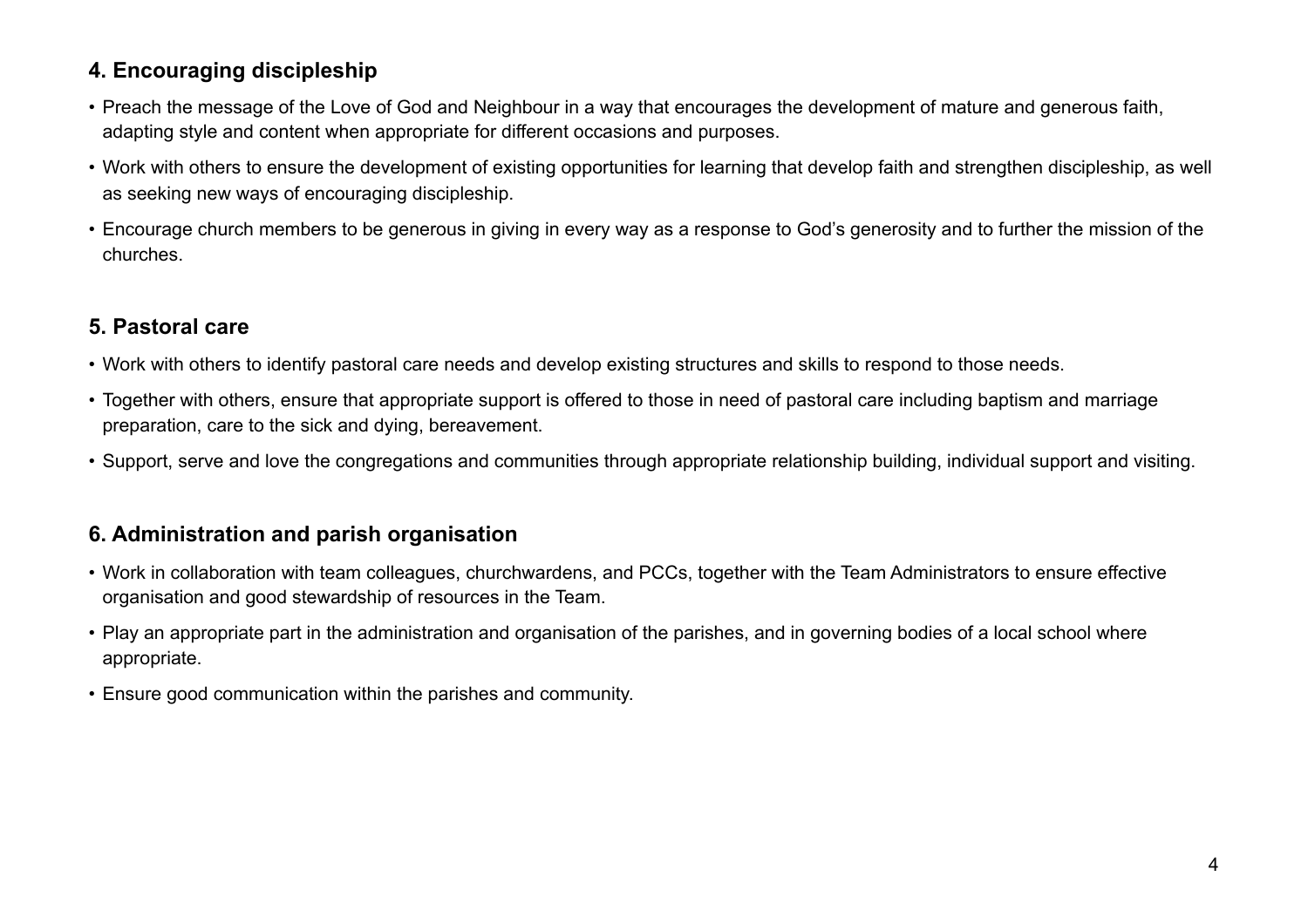### 4. Encouraging discipleship

- Preach the message of the Love of God and Neighbour in a way that encourages the development of mature and generous faith, adapting style and content when appropriate for different occasions and purposes.
- Work with others to ensure the development of existing opportunities for learning that develop faith and strengthen discipleship, as well as seeking new ways of encouraging discipleship.
- Encourage church members to be generous in giving in every way as a response to God's generosity and to further the mission of the churches.

### 5. Pastoral care

- Work with others to identify pastoral care needs and develop existing structures and skills to respond to those needs.
- Together with others, ensure that appropriate support is offered to those in need of pastoral care including baptism and marriage preparation, care to the sick and dying, bereavement.
- Support, serve and love the congregations and communities through appropriate relationship building, individual support and visiting.

### 6. Administration and parish organisation

- Work in collaboration with team colleagues, churchwardens, and PCCs, together with the Team Administrators to ensure effective organisation and good stewardship of resources in the Team.
- Play an appropriate part in the administration and organisation of the parishes, and in governing bodies of a local school where appropriate.
- Ensure good communication within the parishes and community.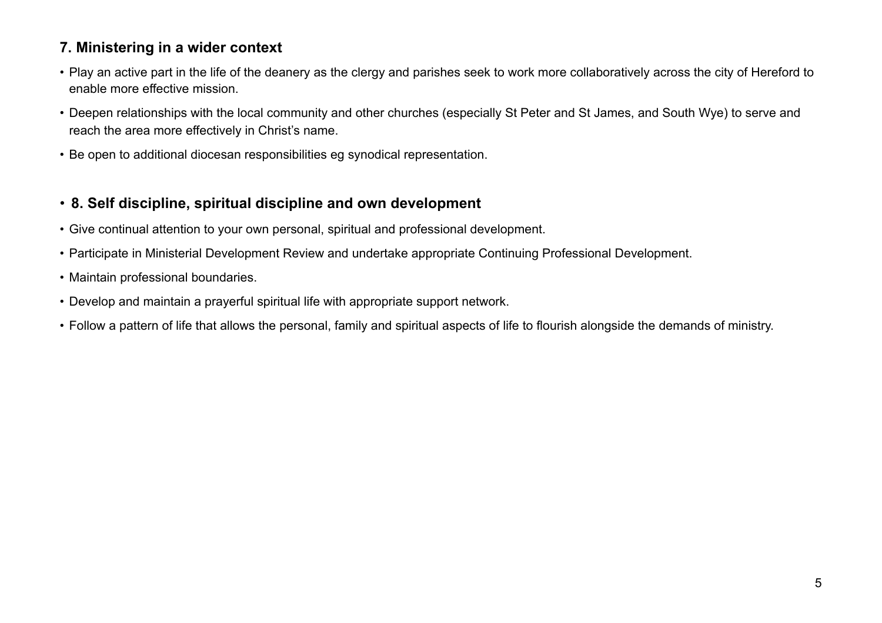### 7. Ministering in a wider context

- Play an active part in the life of the deanery as the clergy and parishes seek to work more collaboratively across the city of Hereford to enable more effective mission.
- Deepen relationships with the local community and other churches (especially St Peter and St James, and South Wye) to serve and reach the area more effectively in Christ's name.
- Be open to additional diocesan responsibilities eg synodical representation.

### 8. Self discipline, spiritual discipline and own development

- Give continual attention to your own personal, spiritual and professional development.
- Participate in Ministerial Development Review and undertake appropriate Continuing Professional Development.
- Maintain professional boundaries.
- Develop and maintain a prayerful spiritual life with appropriate support network.
- Follow a pattern of life that allows the personal, family and spiritual aspects of life to flourish alongside the demands of ministry.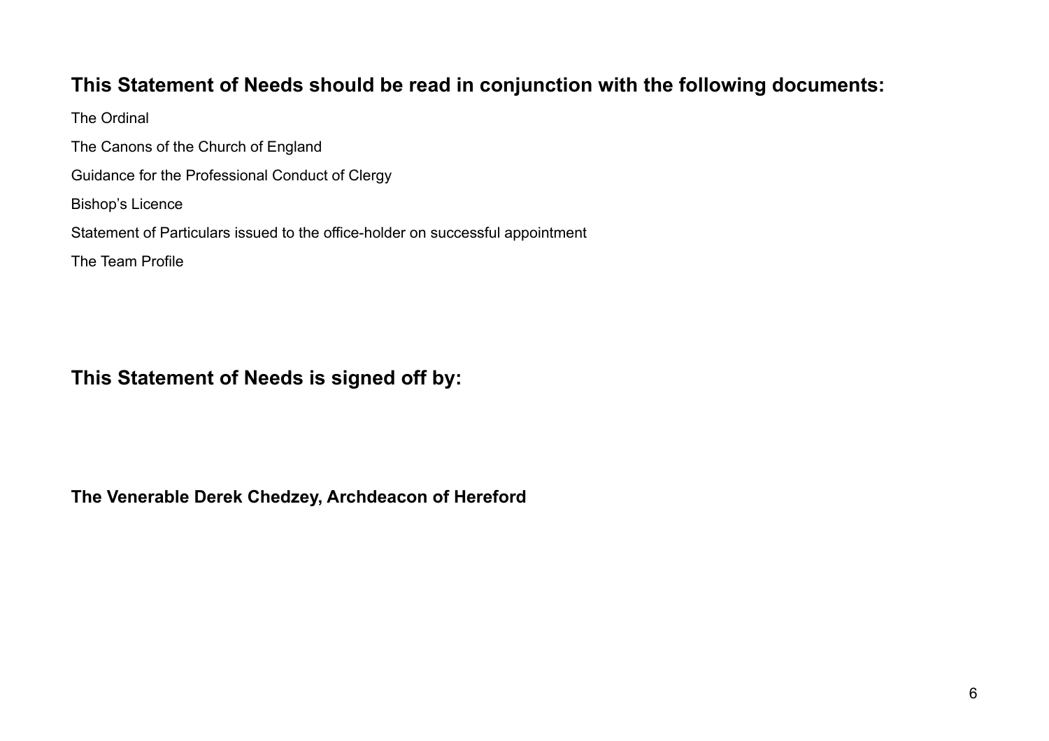## This Statement of Needs should be read in conjunction with the following documents:

The Ordinal

The Canons of the Church of England

Guidance for the Professional Conduct of Clergy

Bishop's Licence

Statement of Particulars issued to the office-holder on successful appointment

The Team Profile

## This Statement of Needs is signed off by:

**The Venerable Derek Chedzey, Archdeacon of Hereford**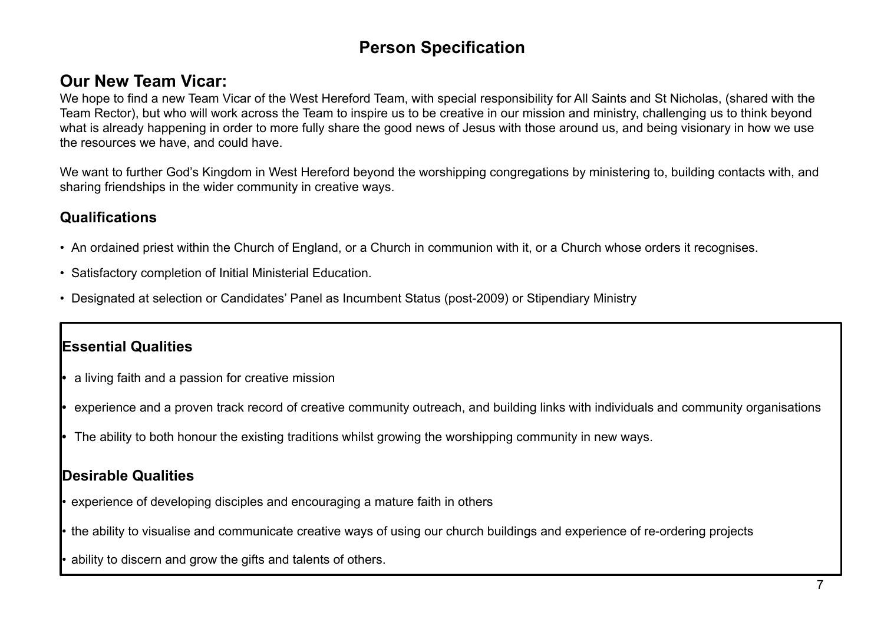# Person Specification

## Our New Team Vicar:

We hope to find a new Team Vicar of the West Hereford Team, with special responsibility for All Saints and St Nicholas, (shared with the Team Rector), but who will work across the Team to inspire us to be creative in our mission and ministry, challenging us to think beyond what is already happening in order to more fully share the good news of Jesus with those around us, and being visionary in how we use the resources we have, and could have.

We want to further God's Kingdom in West Hereford beyond the worshipping congregations by ministering to, building contacts with, and sharing friendships in the wider community in creative ways.

### Qualifications

- An ordained priest within the Church of England, or a Church in communion with it, or a Church whose orders it recognises.
- Satisfactory completion of Initial Ministerial Education.
- Designated at selection or Candidates' Panel as Incumbent Status (post-2009) or Stipendiary Ministry

### Essential Qualities

- a living faith and a passion for creative mission
- experience and a proven track record of creative community outreach, and building links with individuals and community organisations
- The ability to both honour the existing traditions whilst growing the worshipping community in new ways.

### Desirable Qualities

- experience of developing disciples and encouraging a mature faith in others
- the ability to visualise and communicate creative ways of using our church buildings and experience of re-ordering projects
- ability to discern and grow the gifts and talents of others.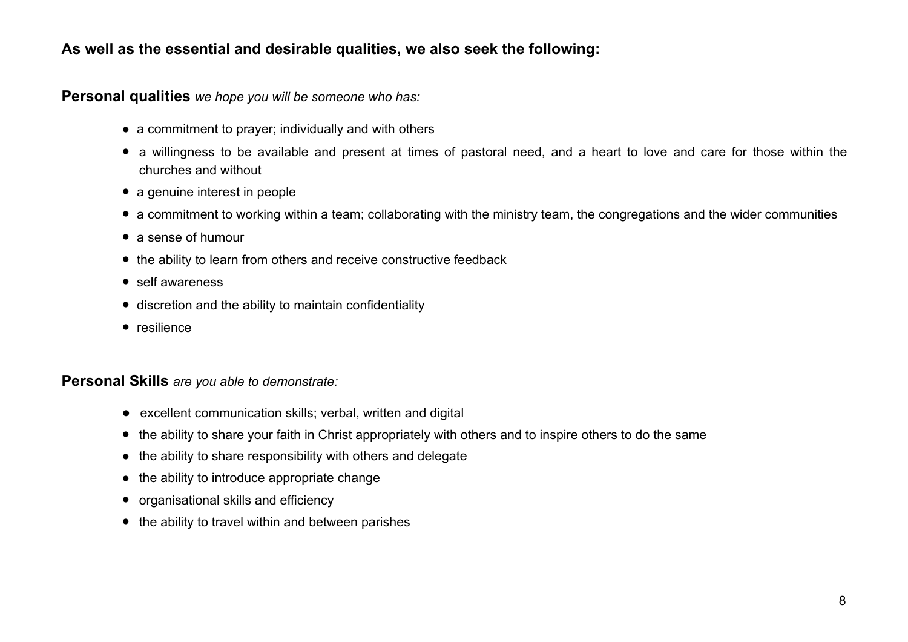**As well as the essential and desirable qualities, we also seek the following:**

**Personal qualities** *we hope you will be someone who has:*

- a commitment to prayer; individually and with others
- a willingness to be available and present at times of pastoral need, and a heart to love and care for those within the churches and without
- a genuine interest in people
- a commitment to working within a team; collaborating with the ministry team, the congregations and the wider communities
- a sense of humour
- the ability to learn from others and receive constructive feedback
- self awareness
- discretion and the ability to maintain confidentiality
- resilience

**Personal Skills** *are you able to demonstrate:*

- excellent communication skills; verbal, written and digital
- the ability to share your faith in Christ appropriately with others and to inspire others to do the same
- the ability to share responsibility with others and delegate
- the ability to introduce appropriate change
- organisational skills and efficiency
- the ability to travel within and between parishes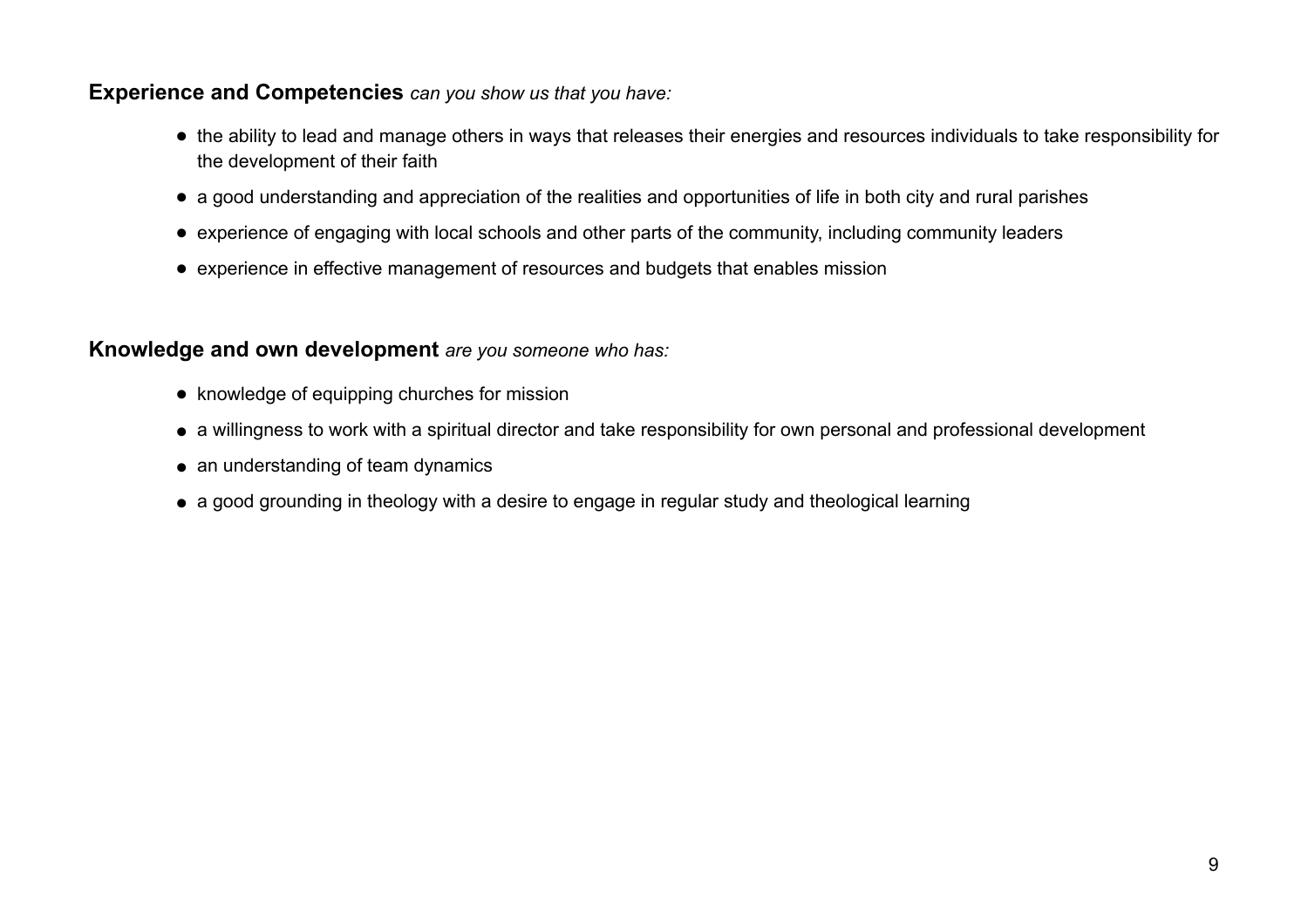**Experience and Competencies** *can you show us that you have:*

- the ability to lead and manage others in ways that releases their energies and resources individuals to take responsibility for the development of their faith
- a good understanding and appreciation of the realities and opportunities of life in both city and rural parishes
- experience of engaging with local schools and other parts of the community, including community leaders
- experience in effective management of resources and budgets that enables mission

**Knowledge and own development** *are you someone who has:*

- knowledge of equipping churches for mission
- a willingness to work with a spiritual director and take responsibility for own personal and professional development
- an understanding of team dynamics
- a good grounding in theology with a desire to engage in regular study and theological learning